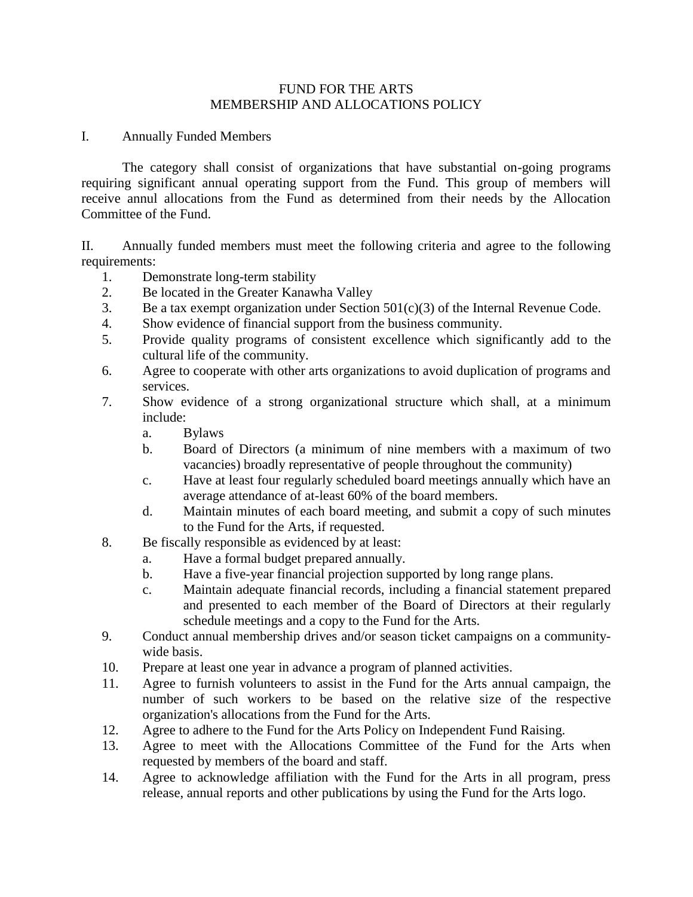# FUND FOR THE ARTS
## MEMBERSHIP AND ALLOCATIONS POLICY

I. Annually Funded Members

The category shall consist of organizations that have substantial on-going programs requiring significant annual operating support from the Fund. This group of members will receive annul allocations from the Fund as determined from their needs by the Allocation Committee of the Fund.

II. Annually funded members must meet the following criteria and agree to the following requirements:

1. Demonstrate long-term stability
2. Be located in the Greater Kanawha Valley
3. Be a tax exempt organization under Section 501(c)(3) of the Internal Revenue Code.
4. Show evidence of financial support from the business community.
5. Provide quality programs of consistent excellence which significantly add to the cultural life of the community.
6. Agree to cooperate with other arts organizations to avoid duplication of programs and services.
7. Show evidence of a strong organizational structure which shall, at a minimum include:
   a. Bylaws
   b. Board of Directors (a minimum of nine members with a maximum of two vacancies) broadly representative of people throughout the community)
   c. Have at least four regularly scheduled board meetings annually which have an average attendance of at-least 60% of the board members.
   d. Maintain minutes of each board meeting, and submit a copy of such minutes to the Fund for the Arts, if requested.
8. Be fiscally responsible as evidenced by at least:
   a. Have a formal budget prepared annually.
   b. Have a five-year financial projection supported by long range plans.
   c. Maintain adequate financial records, including a financial statement prepared and presented to each member of the Board of Directors at their regularly schedule meetings and a copy to the Fund for the Arts.
9. Conduct annual membership drives and/or season ticket campaigns on a community-wide basis.
10. Prepare at least one year in advance a program of planned activities.
11. Agree to furnish volunteers to assist in the Fund for the Arts annual campaign, the number of such workers to be based on the relative size of the respective organization's allocations from the Fund for the Arts.
12. Agree to adhere to the Fund for the Arts Policy on Independent Fund Raising.
13. Agree to meet with the Allocations Committee of the Fund for the Arts when requested by members of the board and staff.
14. Agree to acknowledge affiliation with the Fund for the Arts in all program, press release, annual reports and other publications by using the Fund for the Arts logo.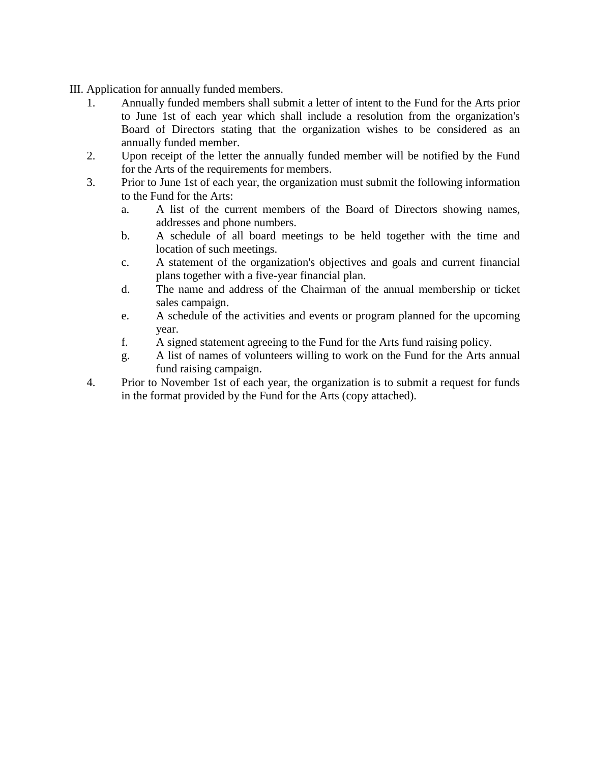III. Application for annually funded members.

1. Annually funded members shall submit a letter of intent to the Fund for the Arts prior to June 1st of each year which shall include a resolution from the organization's Board of Directors stating that the organization wishes to be considered as an annually funded member.
2. Upon receipt of the letter the annually funded member will be notified by the Fund for the Arts of the requirements for members.
3. Prior to June 1st of each year, the organization must submit the following information to the Fund for the Arts:
   a. A list of the current members of the Board of Directors showing names, addresses and phone numbers.
   b. A schedule of all board meetings to be held together with the time and location of such meetings.
   c. A statement of the organization's objectives and goals and current financial plans together with a five-year financial plan.
   d. The name and address of the Chairman of the annual membership or ticket sales campaign.
   e. A schedule of the activities and events or program planned for the upcoming year.
   f. A signed statement agreeing to the Fund for the Arts fund raising policy.
   g. A list of names of volunteers willing to work on the Fund for the Arts annual fund raising campaign.
4. Prior to November 1st of each year, the organization is to submit a request for funds in the format provided by the Fund for the Arts (copy attached).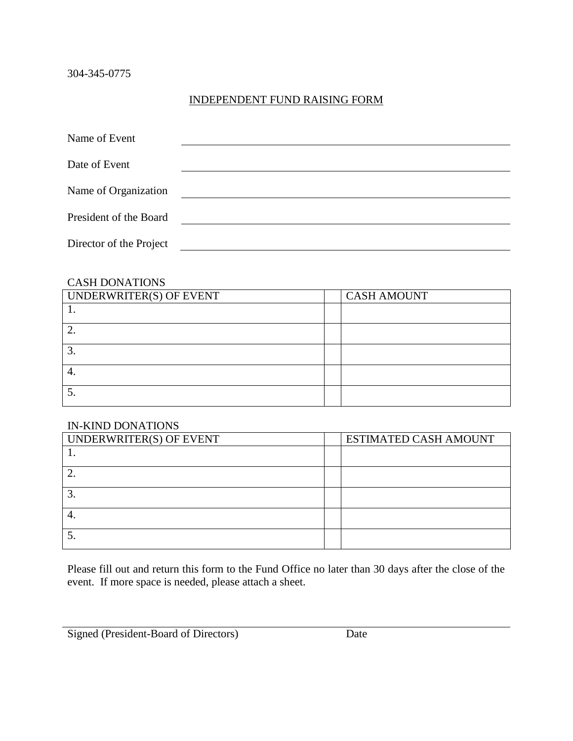304-345-0775

# INDEPENDENT FUND RAISING FORM

Name of Event ______________________________

Date of Event ______________________________

Name of Organization ______________________________

President of the Board ______________________________

Director of the Project ______________________________

CASH DONATIONS

| UNDERWRITER(S) OF EVENT | | CASH AMOUNT |
|---|---|---|
| 1. | | |
| 2. | | |
| 3. | | |
| 4. | | |
| 5. | | |

IN-KIND DONATIONS

| UNDERWRITER(S) OF EVENT | | ESTIMATED CASH AMOUNT |
|---|---|---|
| 1. | | |
| 2. | | |
| 3. | | |
| 4. | | |
| 5. | | |

Please fill out and return this form to the Fund Office no later than 30 days after the close of the event. If more space is needed, please attach a sheet.

______________________________

Signed (President-Board of Directors) Date